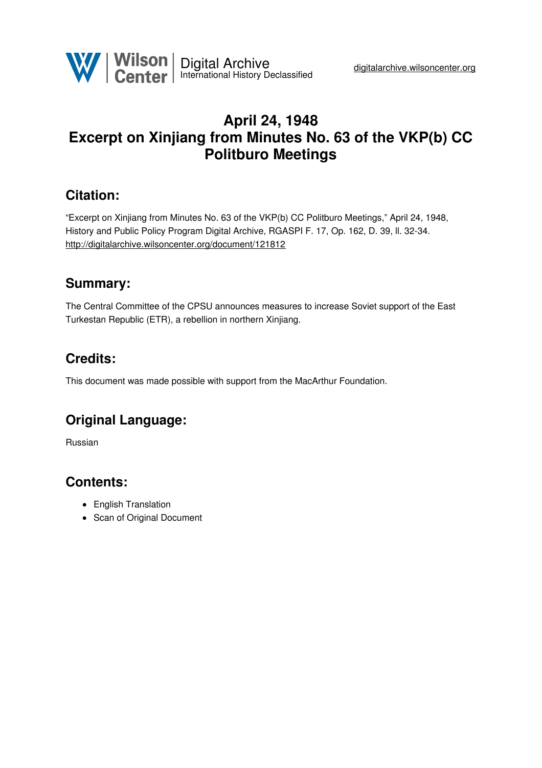# April 24, 1948
# Excerpt on Xinjiang from Minutes No. 63 of the VKP(b) CC Politburo Meetings

## Citation:

"Excerpt on Xinjiang from Minutes No. 63 of the VKP(b) CC Politburo Meetings," April 24, 1948, History and Public Policy Program Digital Archive, RGASPI F. 17, Op. 162, D. 39, ll. 32-34.
http://digitalarchive.wilsoncenter.org/document/121812

## Summary:

The Central Committee of the CPSU announces measures to increase Soviet support of the East Turkestan Republic (ETR), a rebellion in northern Xinjiang.

## Credits:

This document was made possible with support from the MacArthur Foundation.

## Original Language:

Russian

## Contents:

- English Translation
- Scan of Original Document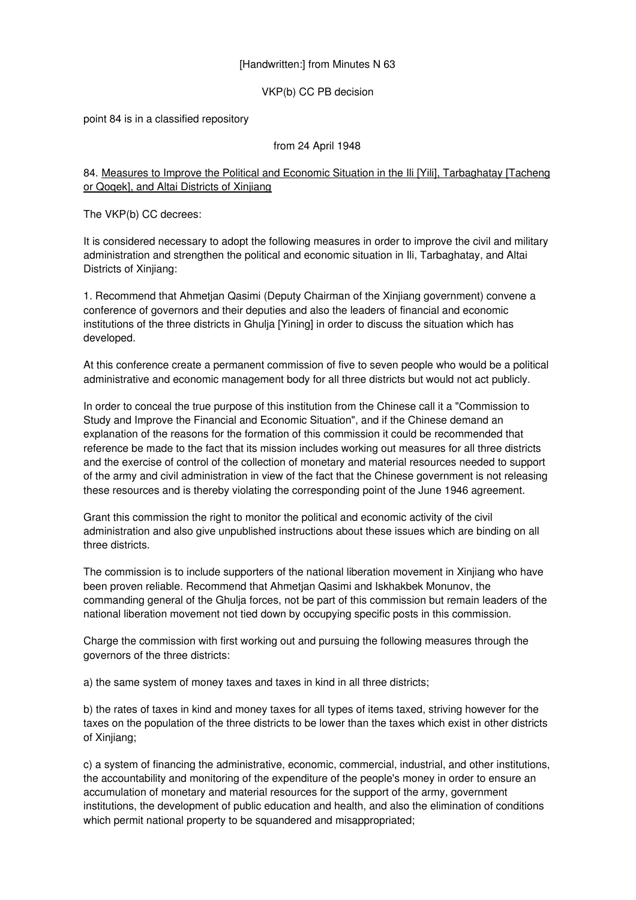[Handwritten:] from Minutes N 63

VKP(b) CC PB decision

point 84 is in a classified repository

from 24 April 1948

84. <u>Measures to Improve the Political and Economic Situation in the Ili [Yili], Tarbaghatay [Tacheng or Qoqek], and Altai Districts of Xinjiang</u>

The VKP(b) CC decrees:

It is considered necessary to adopt the following measures in order to improve the civil and military administration and strengthen the political and economic situation in Ili, Tarbaghatay, and Altai Districts of Xinjiang:

1. Recommend that Ahmetjan Qasimi (Deputy Chairman of the Xinjiang government) convene a conference of governors and their deputies and also the leaders of financial and economic institutions of the three districts in Ghulja [Yining] in order to discuss the situation which has developed.

At this conference create a permanent commission of five to seven people who would be a political administrative and economic management body for all three districts but would not act publicly.

In order to conceal the true purpose of this institution from the Chinese call it a "Commission to Study and Improve the Financial and Economic Situation", and if the Chinese demand an explanation of the reasons for the formation of this commission it could be recommended that reference be made to the fact that its mission includes working out measures for all three districts and the exercise of control of the collection of monetary and material resources needed to support of the army and civil administration in view of the fact that the Chinese government is not releasing these resources and is thereby violating the corresponding point of the June 1946 agreement.

Grant this commission the right to monitor the political and economic activity of the civil administration and also give unpublished instructions about these issues which are binding on all three districts.

The commission is to include supporters of the national liberation movement in Xinjiang who have been proven reliable. Recommend that Ahmetjan Qasimi and Iskhakbek Monunov, the commanding general of the Ghulja forces, not be part of this commission but remain leaders of the national liberation movement not tied down by occupying specific posts in this commission.

Charge the commission with first working out and pursuing the following measures through the governors of the three districts:

a) the same system of money taxes and taxes in kind in all three districts;

b) the rates of taxes in kind and money taxes for all types of items taxed, striving however for the taxes on the population of the three districts to be lower than the taxes which exist in other districts of Xinjiang;

c) a system of financing the administrative, economic, commercial, industrial, and other institutions, the accountability and monitoring of the expenditure of the people's money in order to ensure an accumulation of monetary and material resources for the support of the army, government institutions, the development of public education and health, and also the elimination of conditions which permit national property to be squandered and misappropriated;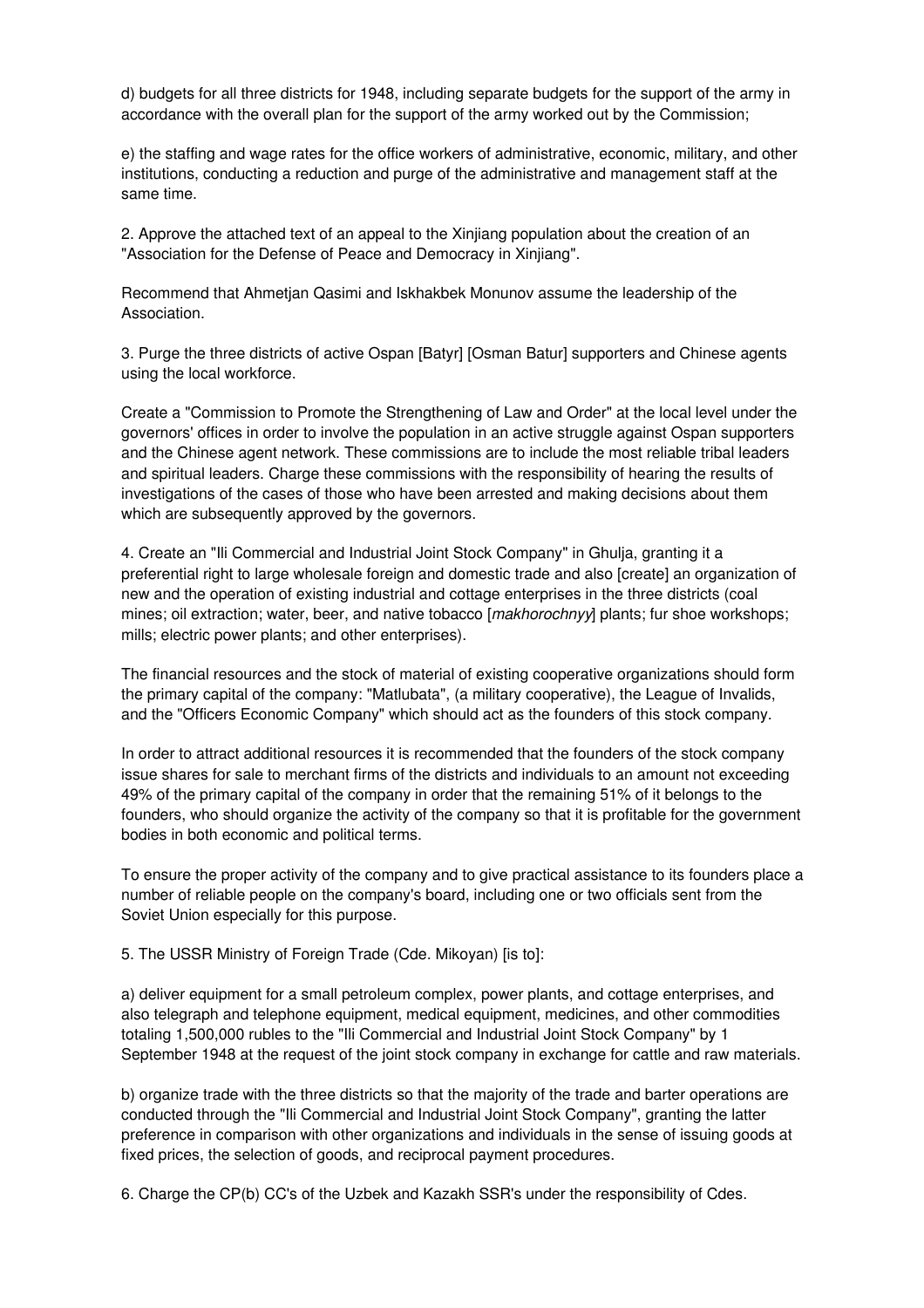d) budgets for all three districts for 1948, including separate budgets for the support of the army in accordance with the overall plan for the support of the army worked out by the Commission;

e) the staffing and wage rates for the office workers of administrative, economic, military, and other institutions, conducting a reduction and purge of the administrative and management staff at the same time.

2. Approve the attached text of an appeal to the Xinjiang population about the creation of an "Association for the Defense of Peace and Democracy in Xinjiang".

Recommend that Ahmetjan Qasimi and Iskhakbek Monunov assume the leadership of the Association.

3. Purge the three districts of active Ospan [Batyr] [Osman Batur] supporters and Chinese agents using the local workforce.

Create a "Commission to Promote the Strengthening of Law and Order" at the local level under the governors' offices in order to involve the population in an active struggle against Ospan supporters and the Chinese agent network. These commissions are to include the most reliable tribal leaders and spiritual leaders. Charge these commissions with the responsibility of hearing the results of investigations of the cases of those who have been arrested and making decisions about them which are subsequently approved by the governors.

4. Create an "Ili Commercial and Industrial Joint Stock Company" in Ghulja, granting it a preferential right to large wholesale foreign and domestic trade and also [create] an organization of new and the operation of existing industrial and cottage enterprises in the three districts (coal mines; oil extraction; water, beer, and native tobacco [*makhorochnyy*] plants; fur shoe workshops; mills; electric power plants; and other enterprises).

The financial resources and the stock of material of existing cooperative organizations should form the primary capital of the company: "Matlubata", (a military cooperative), the League of Invalids, and the "Officers Economic Company" which should act as the founders of this stock company.

In order to attract additional resources it is recommended that the founders of the stock company issue shares for sale to merchant firms of the districts and individuals to an amount not exceeding 49% of the primary capital of the company in order that the remaining 51% of it belongs to the founders, who should organize the activity of the company so that it is profitable for the government bodies in both economic and political terms.

To ensure the proper activity of the company and to give practical assistance to its founders place a number of reliable people on the company's board, including one or two officials sent from the Soviet Union especially for this purpose.

5. The USSR Ministry of Foreign Trade (Cde. Mikoyan) [is to]:

a) deliver equipment for a small petroleum complex, power plants, and cottage enterprises, and also telegraph and telephone equipment, medical equipment, medicines, and other commodities totaling 1,500,000 rubles to the "Ili Commercial and Industrial Joint Stock Company" by 1 September 1948 at the request of the joint stock company in exchange for cattle and raw materials.

b) organize trade with the three districts so that the majority of the trade and barter operations are conducted through the "Ili Commercial and Industrial Joint Stock Company", granting the latter preference in comparison with other organizations and individuals in the sense of issuing goods at fixed prices, the selection of goods, and reciprocal payment procedures.

6. Charge the CP(b) CC's of the Uzbek and Kazakh SSR's under the responsibility of Cdes.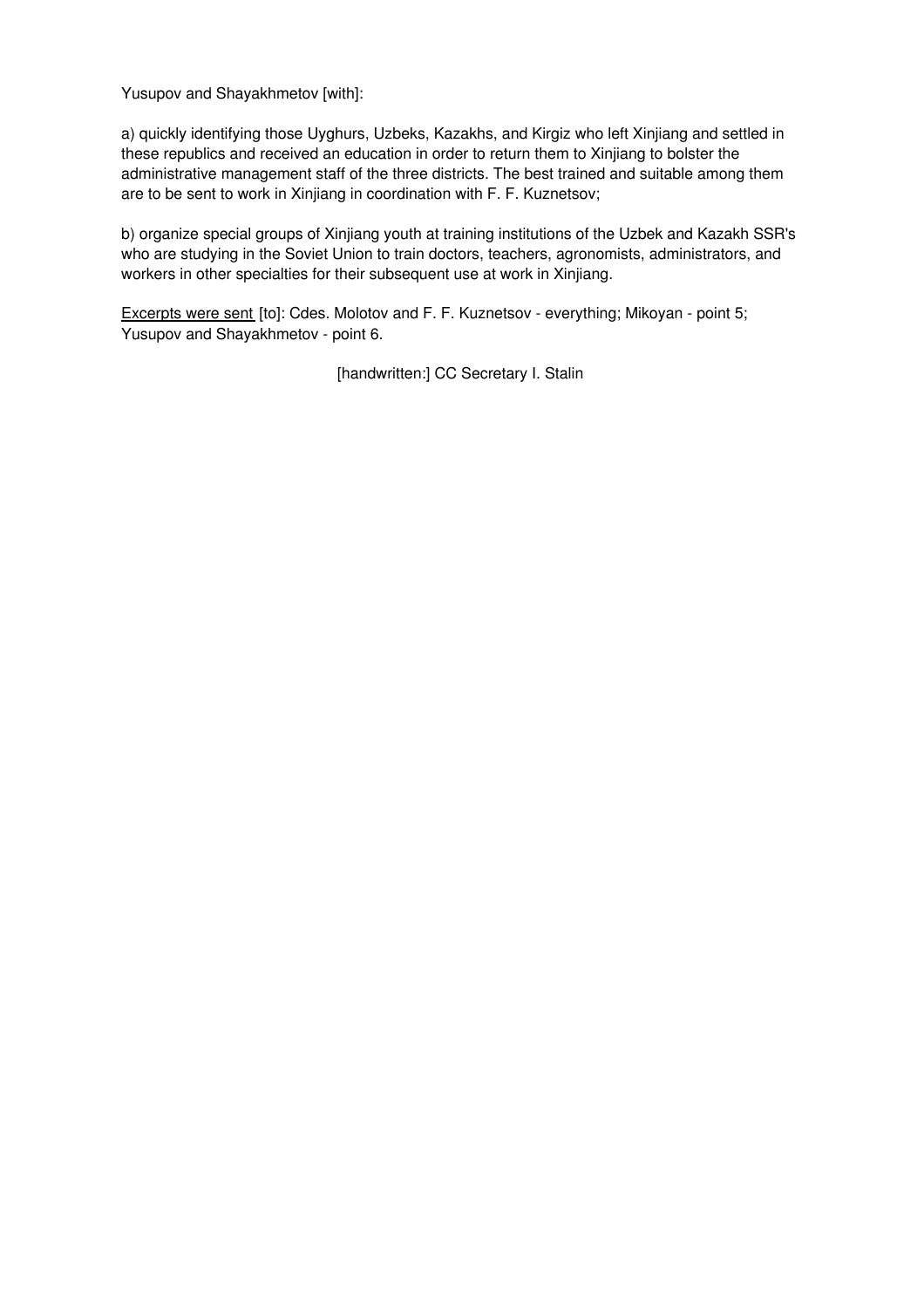Yusupov and Shayakhmetov [with]:

a) quickly identifying those Uyghurs, Uzbeks, Kazakhs, and Kirgiz who left Xinjiang and settled in these republics and received an education in order to return them to Xinjiang to bolster the administrative management staff of the three districts. The best trained and suitable among them are to be sent to work in Xinjiang in coordination with F. F. Kuznetsov;

b) organize special groups of Xinjiang youth at training institutions of the Uzbek and Kazakh SSR's who are studying in the Soviet Union to train doctors, teachers, agronomists, administrators, and workers in other specialties for their subsequent use at work in Xinjiang.

<u>Excerpts were sent</u> [to]: Cdes. Molotov and F. F. Kuznetsov - everything; Mikoyan - point 5; Yusupov and Shayakhmetov - point 6.

[handwritten:] CC Secretary I. Stalin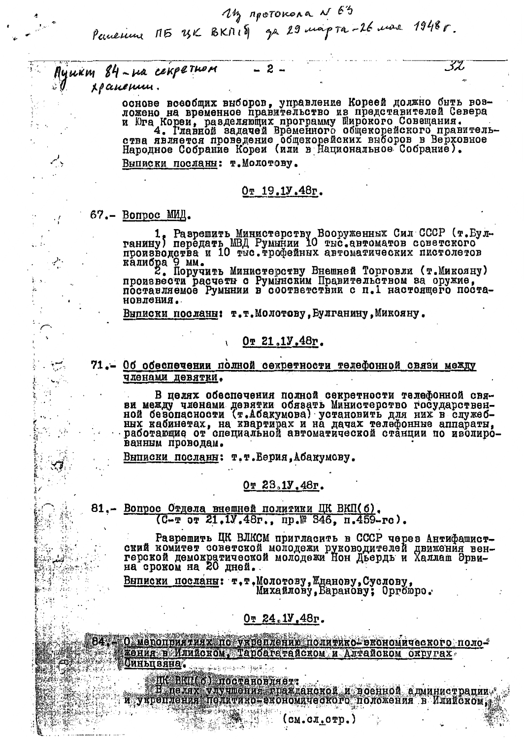Из протокола № 63

Решение ПБ ЦК ВКП(б) за 29 марта – 26 мая 1948 г.

Пункт 84 – на секретном хранении.

основе всеобщих выборов, управление Кореей должно быть возложено на временное правительство из представителей Севера и Юга Кореи, разделяющих программу Широкого Совещания.

4. Главной задачей Временного общекорейского правительства является проведение общекорейских выборов в Верховное Народное Собрание Кореи (или в Национальное Собрание).

Выписки посланы: т.Молотову.

От 19.IУ.48г.

67.- Вопрос МИД.

1. Разрешить Министерству Вооруженных Сил СССР (т.Булганину) передать МВД Румынии 10 тыс.автоматов советского производства и 10 тыс.трофейных автоматических пистолетов калибра 9 мм.

2. Поручить Министерству Внешней Торговли (т.Микояну) произвести расчеты с Румынским Правительством за оружие, поставляемое Румынии в соответствии с п.1 настоящего постановления.

Выписки посланы: т.т.Молотову,Булганину,Микояну.

От 21.IУ.48г.

71.- Об обеспечении полной секретности телефонной связи между членами девятки.

В целях обеспечения полной секретности телефонной связи между членами девятки обязать Министерство государственной безопасности (т.Абакумова) установить для них в служебных кабинетах, на квартирах и на дачах телефонные аппараты, работающие от специальной автоматической станции по изолированным проводам.

Выписки посланы: т.т.Берия,Абакумову.

От 23.IУ.48г.

81.- Вопрос Отдела внешней политики ЦК ВКП(б).
(С-т от 21.IУ.48г., пр.№ 346, п.459-гс).

Разрешить ЦК ВЛКСМ пригласить в СССР через Антифашистский комитет советской молодежи руководителей движения венгерской демократической молодежи Нон Дьердь и Халлаш Эрвина сроком на 20 дней.

Выписки посланы: т.т.Молотову,Жданову,Суслову, Михайлову,Баранову; Оргбюро.

От 24.IУ.48г.

84.- О мероприятиях по укреплению политико-экономического положения в Илийском, Тарбагатайском и Алтайском округах Синьцзяна.

ЦК ВКП(б) постановляет:
В целях улучшения гражданской и военной администрации и укрепления политико-экономического положения в Илийском,

(см.сл.стр.)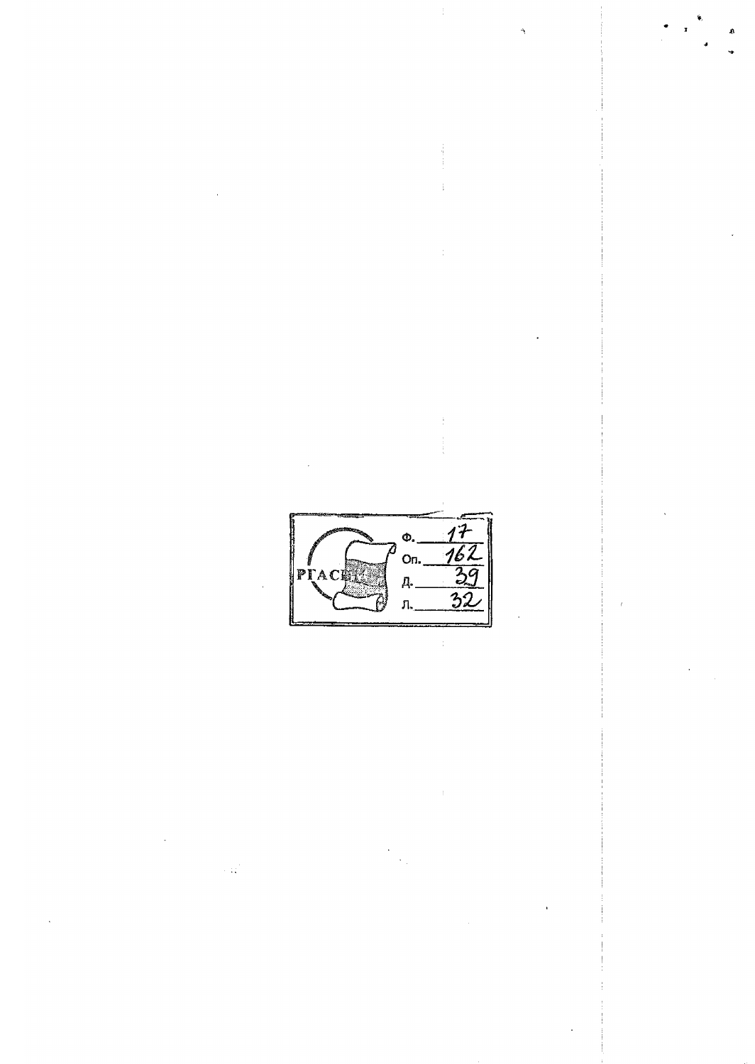РГАСПИ

Ф. 17
Оп. 162
Д. 39
Л. 32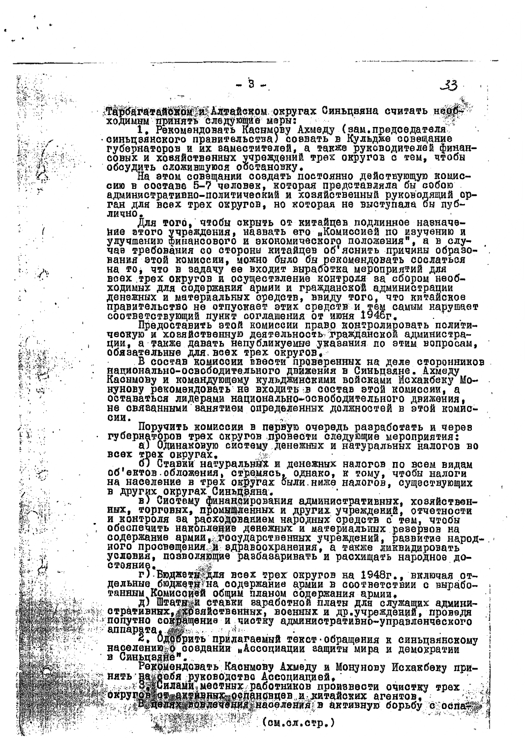Тарбагатайском и Алтайском округах Синьцзяна считать необходимым принять следующие меры:

1. Рекомендовать Касимову Ахмеду (зам.председателя синьцзянского правительства) созвать в Кульдже совещание губернаторов и их заместителей, а также руководителей финансовых и хозяйственных учреждений трех округов с тем, чтобы обсудить сложившуюся обстановку.

На этом совещании создать постоянно действующую комиссию в составе 5-7 человек, которая представляла бы собою административно-политический и хозяйственный руководящий орган для всех трех округов, но которая не выступала бы публично.

Для того, чтобы скрыть от китайцев подлинное назначение этого учреждения, назвать его „Комиссией по изучению и улучшению финансового и экономического положения", а в случае требования со стороны китайцев об'яснить причины образования этой комиссии, можно было бы рекомендовать сослаться на то, что в задачу ее входит выработка мероприятий для всех трех округов и осуществление контроля за сбором необходимых для содержания армии и гражданской администрации денежных и материальных средств, ввиду того, что китайское правительство не отпускает этих средств и тем самым нарушает соответствующий пункт соглашения от июня 1946г.

Предоставить этой комиссии право контролировать политическую и хозяйственную деятельность гражданской администрации, а также давать непубликуемые указания по этим вопросам, обязательные для всех трех округов.

В состав комиссии ввести проверенных на деле сторонников национально-освободительного движения в Синьцзяне. Ахмеду Касимову и командующему кульджинскими войсками Исхакбеку Монунову рекомендовать не входить в состав этой комиссии, а оставаться лидерами национально-освободительного движения, не связанными занятием определенных должностей в этой комиссии.

Поручить комиссии в первую очередь разработать и через губернаторов трех округов провести следующие мероприятия:

а) Одинаковую систему денежных и натуральных налогов во всех трех округах.

б) Ставки натуральных и денежных налогов по всем видам об'ектов обложения, стремясь, однако, к тому, чтобы налоги на население в трех округах были ниже налогов, существующих в других округах Синьцзяна.

в) Систему финансирования административных, хозяйственных, торговых, промышленных и других учреждений, отчетности и контроля за расходованием народных средств с тем, чтобы обеспечить накопление денежных и материальных резервов на содержание армии, государственных учреждений, развитие народного просвещения и здравоохранения, а также ликвидировать условия, позволяющие разбазаривать и расхищать народное достояние.

г) Бюджеты для всех трех округов на 1948г., включая отдельные бюджеты на содержание армии в соответствии с выработанным Комиссией общим планом содержания армии.

д) Штаты и ставки заработной платы для служащих административных, хозяйственных, военных и др.учреждений, проведя попутно сокращение и чистку административно-управленческого аппарата.

2. Одобрить прилагаемый текст обращения к синьцзянскому населению о создании „Ассоциации защиты мира и демократии в Синьцзяне".

Рекомендовать Касимову Ахмеду и Монунову Исхакбеку принять на себя руководство Ассоциацией.

3. Силами местных работников произвести очистку трех округов от активных оспановцев и китайских агентов.

В целях вовлечения населения в активную борьбу с оспа-

(см.сл.стр.)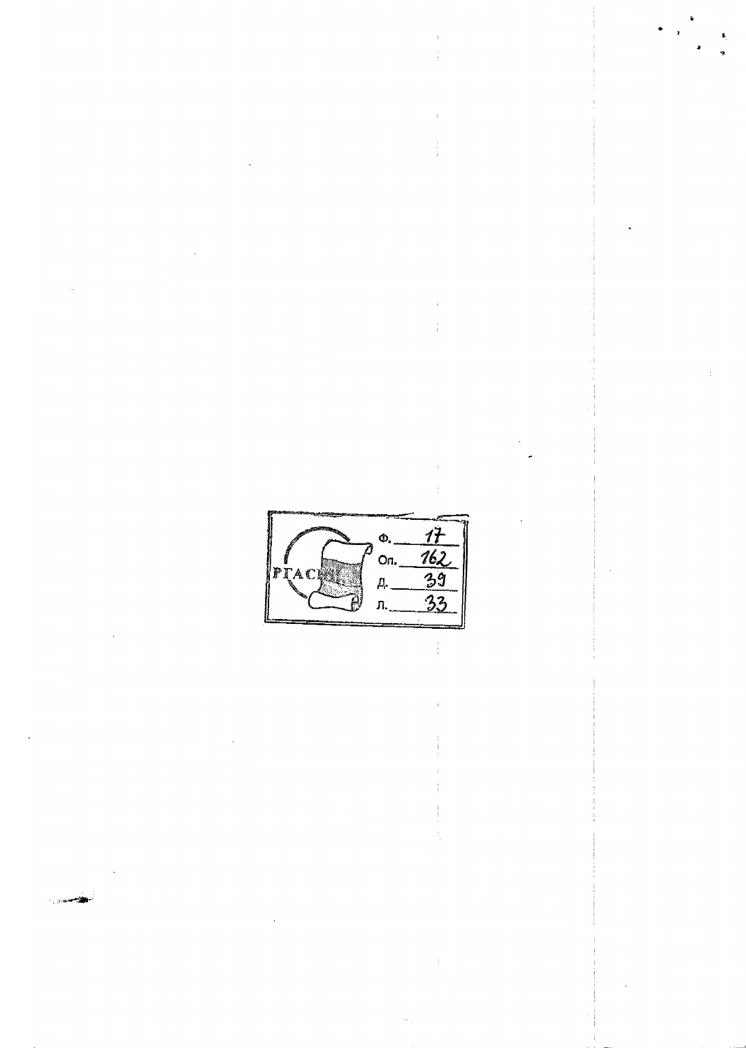РГАСПИ

Ф. 17

Оп. 162

Д. 39

Л. 33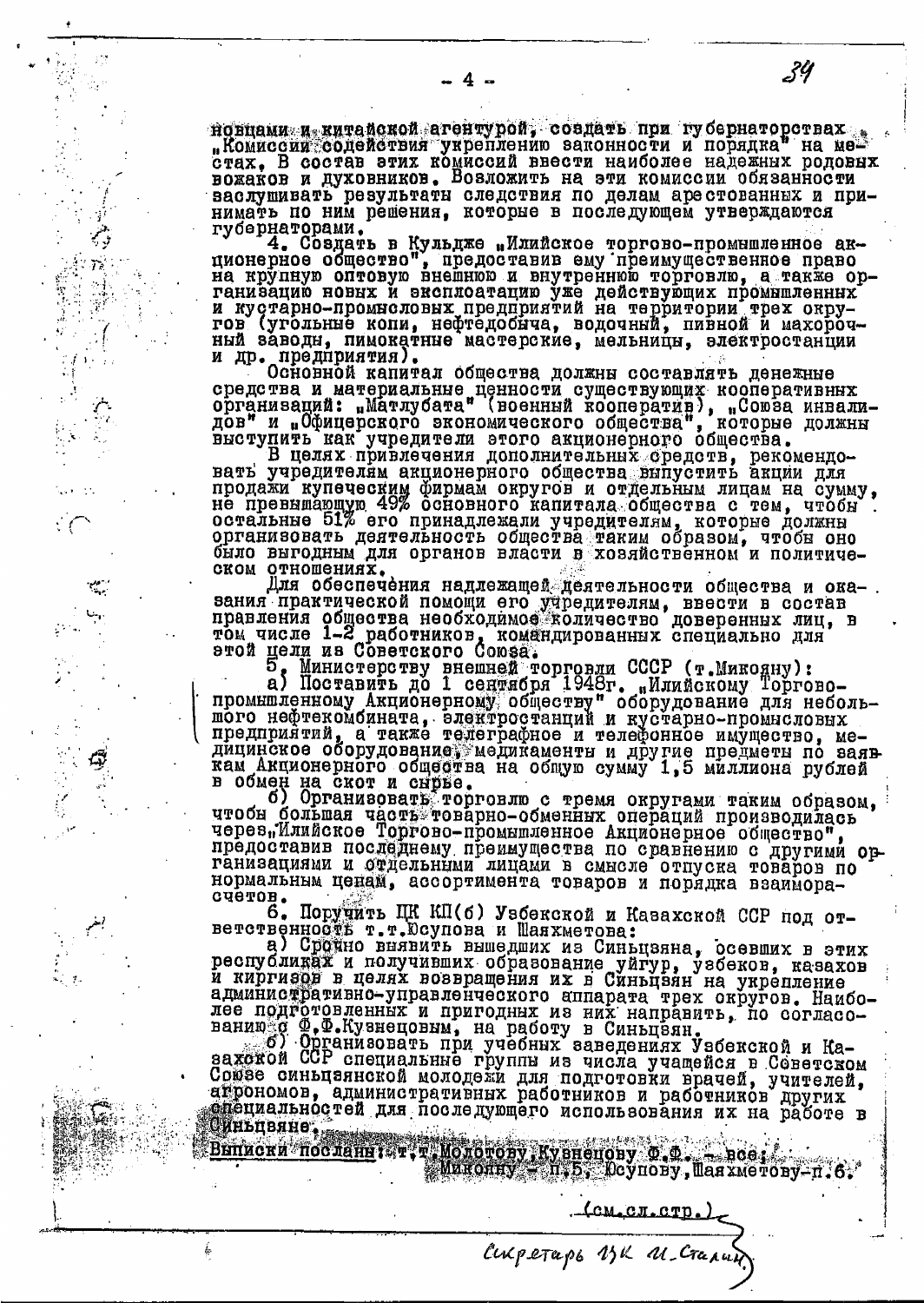новцами и китайской агентурой, создать при губернаторствах „Комиссии содействия укреплению законности и порядка" на местах. В состав этих комиссий ввести наиболее надежных родовых вожаков и духовников. Возложить на эти комиссии обязанности заслушивать результаты следствия по делам арестованных и принимать по ним решения, которые в последующем утверждаются губернаторами.

4. Создать в Кульдже „Илийское торгово-промышленное акционерное общество", предоставив ему преимущественное право на крупную оптовую внешнюю и внутреннюю торговлю, а также организацию новых и эксплоатацию уже действующих промышленных и кустарно-промысловых предприятий на территории трех округов (угольные копи, нефтедобыча, водочный, пивной и махорочный заводы, пимокатные мастерские, мельницы, электростанции и др. предприятия).

Основной капитал общества должны составлять денежные средства и материальные ценности существующих кооперативных организаций: „Матлубата" (военный кооператив), „Союза инвалидов" и „Офицерского экономического общества", которые должны выступить как учредители этого акционерного общества.

В целях привлечения дополнительных средств, рекомендовать учредителям акционерного общества выпустить акции для продажи купеческим фирмам округов и отдельным лицам на сумму, не превышающую 49% основного капитала общества с тем, чтобы остальные 51% его принадлежали учредителям, которые должны организовать деятельность общества таким образом, чтобы оно было выгодным для органов власти в хозяйственном и политическом отношениях.

Для обеспечения надлежащей деятельности общества и оказания практической помощи его учредителям, ввести в состав правления общества необходимое количество доверенных лиц, в том числе 1-2 работников, командированных специально для этой цели из Советского Союза.

5. Министерству внешней торговли СССР (т.Микояну):

а) Поставить до 1 сентября 1948г. „Илийскому Торгово-промышленному Акционерному обществу" оборудование для небольшого нефтекомбината, электростанций и кустарно-промысловых предприятий, а также телеграфное и телефонное имущество, медицинское оборудование, медикаменты и другие предметы по заявкам Акционерного общества на общую сумму 1,5 миллиона рублей в обмен на скот и сырье.

б) Организовать торговлю с тремя округами таким образом, чтобы большая часть товарно-обменных операций производилась через „Илийское Торгово-промышленное Акционерное общество", предоставив последнему преимущества по сравнению с другими организациями и отдельными лицами в смысле отпуска товаров по нормальным ценам, ассортимента товаров и порядка взаиморасчетов.

6. Поручить ЦК КП(б) Узбекской и Казахской ССР под ответственность т.т.Юсупова и Шаяхметова:

а) Срочно выявить вышедших из Синьцзяна, осевших в этих республиках и получивших образование уйгур, узбеков, казахов и киргизов в целях возвращения их в Синьцзян на укрепление административно-управленческого аппарата трех округов. Наиболее подготовленных и пригодных из них направить, по согласованию с Ф.Ф.Кузнецовым, на работу в Синьцзян.

б) Организовать при учебных заведениях Узбекской и Казахской ССР специальные группы из числа учащейся в Советском Союзе синьцзянской молодежи для подготовки врачей, учителей, агрономов, административных работников и работников других специальностей для последующего использования их на работе в Синьцзяне.

Выписки посланы: т.т.Молотову, Кузнецову Ф.Ф. – все; Микояну – п.5, Юсупову, Шаяхметову – п.6.

(см.сл.стр.)

Секретарь ЦК И. Сталин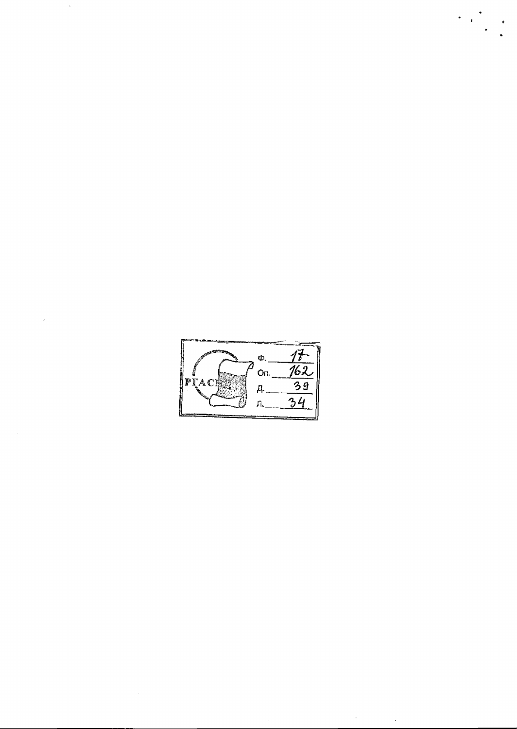РГАСПИ

Ф. 17

Оп. 162

Д. 39

Л. 34